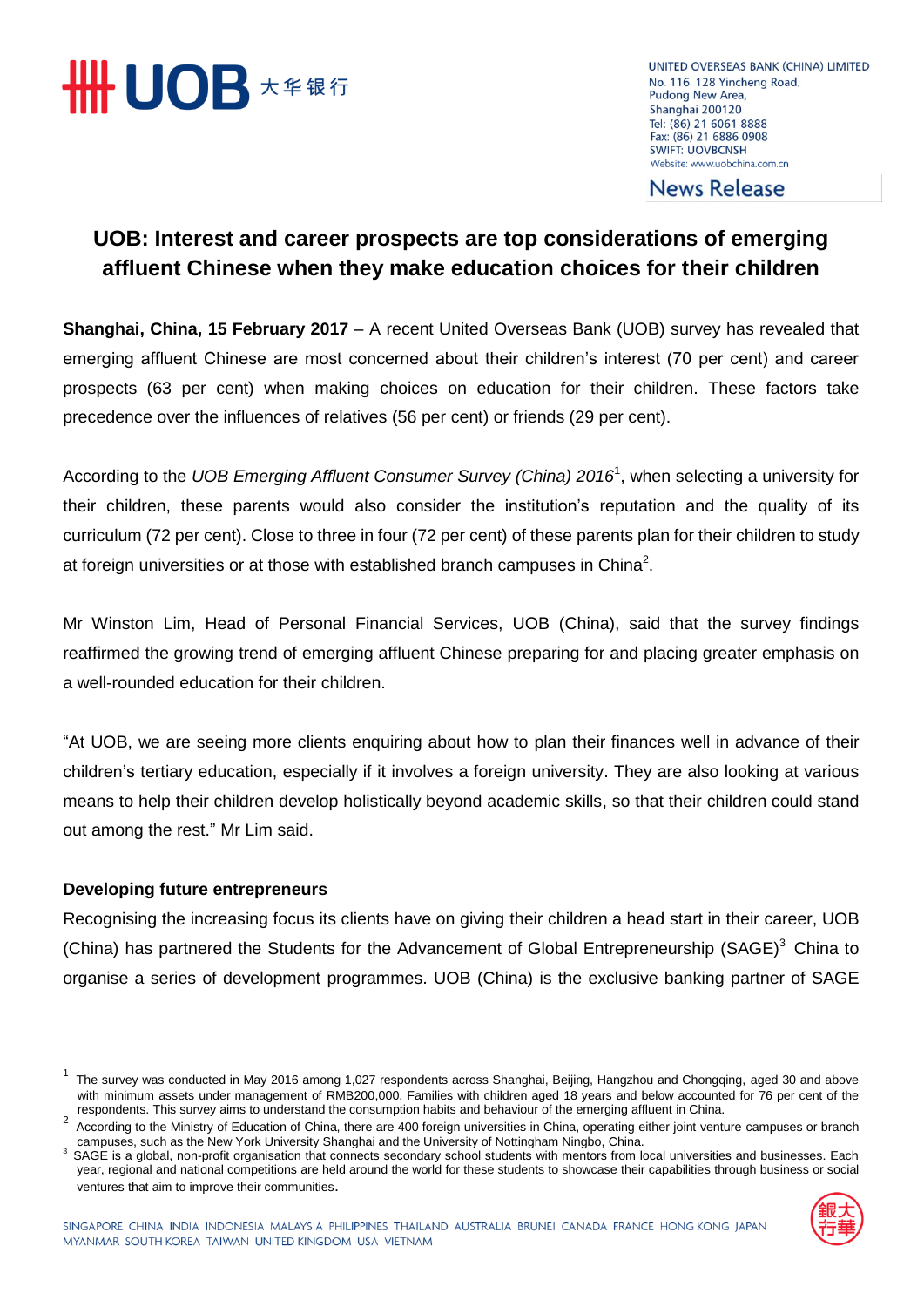UNITED OVERSEAS BANK (CHINA) LIMITED
No. 116, 128 Yincheng Road,
Pudong New Area,
Shanghai 200120
Tel: (86) 21 6061 8888
Fax: (86) 21 6886 0908
SWIFT: UOVBCNSH
Website: www.uobchina.com.cn

**News Release**

# UOB: Interest and career prospects are top considerations of emerging affluent Chinese when they make education choices for their children

**Shanghai, China, 15 February 2017** – A recent United Overseas Bank (UOB) survey has revealed that emerging affluent Chinese are most concerned about their children's interest (70 per cent) and career prospects (63 per cent) when making choices on education for their children. These factors take precedence over the influences of relatives (56 per cent) or friends (29 per cent).

According to the *UOB Emerging Affluent Consumer Survey (China) 2016*[1], when selecting a university for their children, these parents would also consider the institution's reputation and the quality of its curriculum (72 per cent). Close to three in four (72 per cent) of these parents plan for their children to study at foreign universities or at those with established branch campuses in China[2].

Mr Winston Lim, Head of Personal Financial Services, UOB (China), said that the survey findings reaffirmed the growing trend of emerging affluent Chinese preparing for and placing greater emphasis on a well-rounded education for their children.

"At UOB, we are seeing more clients enquiring about how to plan their finances well in advance of their children's tertiary education, especially if it involves a foreign university. They are also looking at various means to help their children develop holistically beyond academic skills, so that their children could stand out among the rest." Mr Lim said.

## Developing future entrepreneurs

Recognising the increasing focus its clients have on giving their children a head start in their career, UOB (China) has partnered the Students for the Advancement of Global Entrepreneurship (SAGE)[3] China to organise a series of development programmes. UOB (China) is the exclusive banking partner of SAGE

---

[1] The survey was conducted in May 2016 among 1,027 respondents across Shanghai, Beijing, Hangzhou and Chongqing, aged 30 and above with minimum assets under management of RMB200,000. Families with children aged 18 years and below accounted for 76 per cent of the respondents. This survey aims to understand the consumption habits and behaviour of the emerging affluent in China.

[2] According to the Ministry of Education of China, there are 400 foreign universities in China, operating either joint venture campuses or branch campuses, such as the New York University Shanghai and the University of Nottingham Ningbo, China.

[3] SAGE is a global, non-profit organisation that connects secondary school students with mentors from local universities and businesses. Each year, regional and national competitions are held around the world for these students to showcase their capabilities through business or social ventures that aim to improve their communities.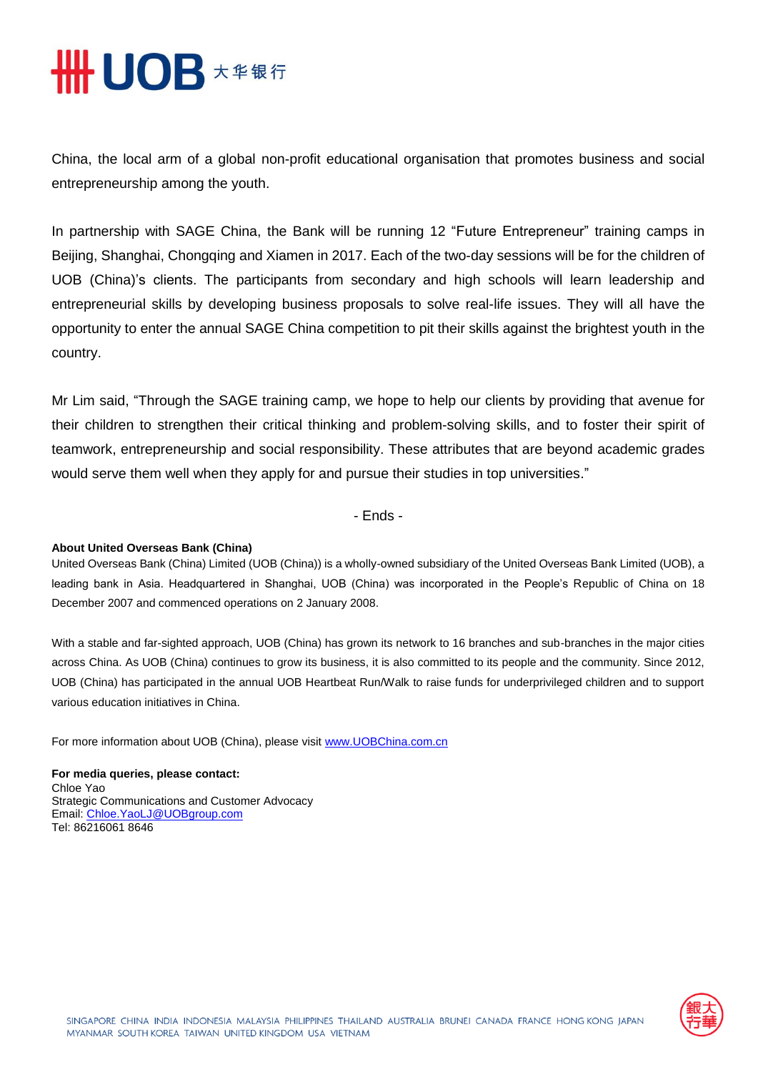China, the local arm of a global non-profit educational organisation that promotes business and social entrepreneurship among the youth.

In partnership with SAGE China, the Bank will be running 12 "Future Entrepreneur" training camps in Beijing, Shanghai, Chongqing and Xiamen in 2017. Each of the two-day sessions will be for the children of UOB (China)'s clients. The participants from secondary and high schools will learn leadership and entrepreneurial skills by developing business proposals to solve real-life issues. They will all have the opportunity to enter the annual SAGE China competition to pit their skills against the brightest youth in the country.

Mr Lim said, "Through the SAGE training camp, we hope to help our clients by providing that avenue for their children to strengthen their critical thinking and problem-solving skills, and to foster their spirit of teamwork, entrepreneurship and social responsibility. These attributes that are beyond academic grades would serve them well when they apply for and pursue their studies in top universities."

- Ends -

**About United Overseas Bank (China)**

United Overseas Bank (China) Limited (UOB (China)) is a wholly-owned subsidiary of the United Overseas Bank Limited (UOB), a leading bank in Asia. Headquartered in Shanghai, UOB (China) was incorporated in the People's Republic of China on 18 December 2007 and commenced operations on 2 January 2008.

With a stable and far-sighted approach, UOB (China) has grown its network to 16 branches and sub-branches in the major cities across China. As UOB (China) continues to grow its business, it is also committed to its people and the community. Since 2012, UOB (China) has participated in the annual UOB Heartbeat Run/Walk to raise funds for underprivileged children and to support various education initiatives in China.

For more information about UOB (China), please visit www.UOBChina.com.cn

**For media queries, please contact:**
Chloe Yao
Strategic Communications and Customer Advocacy
Email: Chloe.YaoLJ@UOBgroup.com
Tel: 86216061 8646